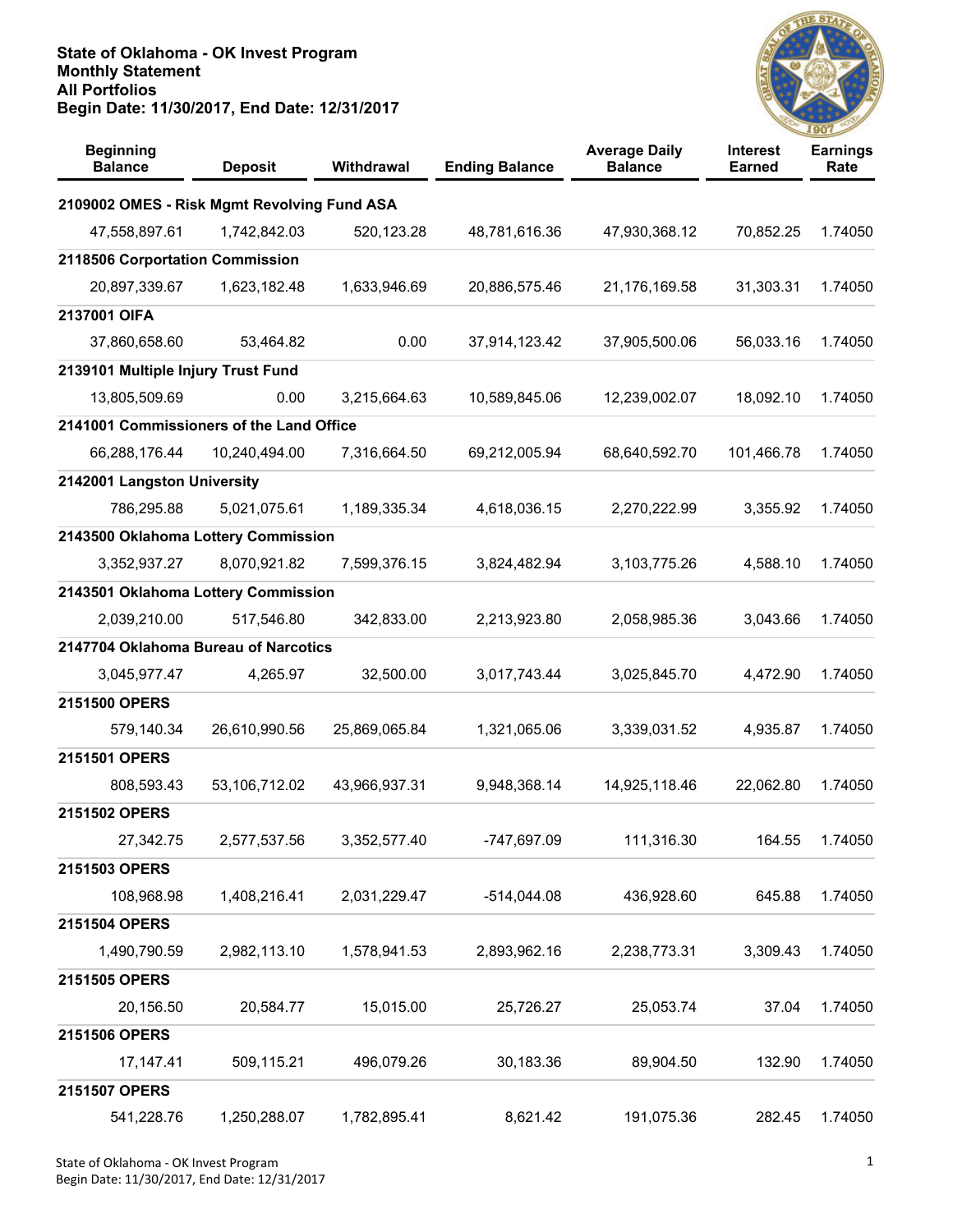# State of Oklahoma - OK Invest Program
## Monthly Statement
## All Portfolios
## Begin Date: 11/30/2017, End Date: 12/31/2017

| Beginning Balance | Deposit | Withdrawal | Ending Balance | Average Daily Balance | Interest Earned | Earnings Rate |
|---|---|---|---|---|---|---|
| **2109002 OMES - Risk Mgmt Revolving Fund ASA** | | | | | | |
| 47,558,897.61 | 1,742,842.03 | 520,123.28 | 48,781,616.36 | 47,930,368.12 | 70,852.25 | 1.74050 |
| **2118506 Corportation Commission** | | | | | | |
| 20,897,339.67 | 1,623,182.48 | 1,633,946.69 | 20,886,575.46 | 21,176,169.58 | 31,303.31 | 1.74050 |
| **2137001 OIFA** | | | | | | |
| 37,860,658.60 | 53,464.82 | 0.00 | 37,914,123.42 | 37,905,500.06 | 56,033.16 | 1.74050 |
| **2139101 Multiple Injury Trust Fund** | | | | | | |
| 13,805,509.69 | 0.00 | 3,215,664.63 | 10,589,845.06 | 12,239,002.07 | 18,092.10 | 1.74050 |
| **2141001 Commissioners of the Land Office** | | | | | | |
| 66,288,176.44 | 10,240,494.00 | 7,316,664.50 | 69,212,005.94 | 68,640,592.70 | 101,466.78 | 1.74050 |
| **2142001 Langston University** | | | | | | |
| 786,295.88 | 5,021,075.61 | 1,189,335.34 | 4,618,036.15 | 2,270,222.99 | 3,355.92 | 1.74050 |
| **2143500 Oklahoma Lottery Commission** | | | | | | |
| 3,352,937.27 | 8,070,921.82 | 7,599,376.15 | 3,824,482.94 | 3,103,775.26 | 4,588.10 | 1.74050 |
| **2143501 Oklahoma Lottery Commission** | | | | | | |
| 2,039,210.00 | 517,546.80 | 342,833.00 | 2,213,923.80 | 2,058,985.36 | 3,043.66 | 1.74050 |
| **2147704 Oklahoma Bureau of Narcotics** | | | | | | |
| 3,045,977.47 | 4,265.97 | 32,500.00 | 3,017,743.44 | 3,025,845.70 | 4,472.90 | 1.74050 |
| **2151500 OPERS** | | | | | | |
| 579,140.34 | 26,610,990.56 | 25,869,065.84 | 1,321,065.06 | 3,339,031.52 | 4,935.87 | 1.74050 |
| **2151501 OPERS** | | | | | | |
| 808,593.43 | 53,106,712.02 | 43,966,937.31 | 9,948,368.14 | 14,925,118.46 | 22,062.80 | 1.74050 |
| **2151502 OPERS** | | | | | | |
| 27,342.75 | 2,577,537.56 | 3,352,577.40 | -747,697.09 | 111,316.30 | 164.55 | 1.74050 |
| **2151503 OPERS** | | | | | | |
| 108,968.98 | 1,408,216.41 | 2,031,229.47 | -514,044.08 | 436,928.60 | 645.88 | 1.74050 |
| **2151504 OPERS** | | | | | | |
| 1,490,790.59 | 2,982,113.10 | 1,578,941.53 | 2,893,962.16 | 2,238,773.31 | 3,309.43 | 1.74050 |
| **2151505 OPERS** | | | | | | |
| 20,156.50 | 20,584.77 | 15,015.00 | 25,726.27 | 25,053.74 | 37.04 | 1.74050 |
| **2151506 OPERS** | | | | | | |
| 17,147.41 | 509,115.21 | 496,079.26 | 30,183.36 | 89,904.50 | 132.90 | 1.74050 |
| **2151507 OPERS** | | | | | | |
| 541,228.76 | 1,250,288.07 | 1,782,895.41 | 8,621.42 | 191,075.36 | 282.45 | 1.74050 |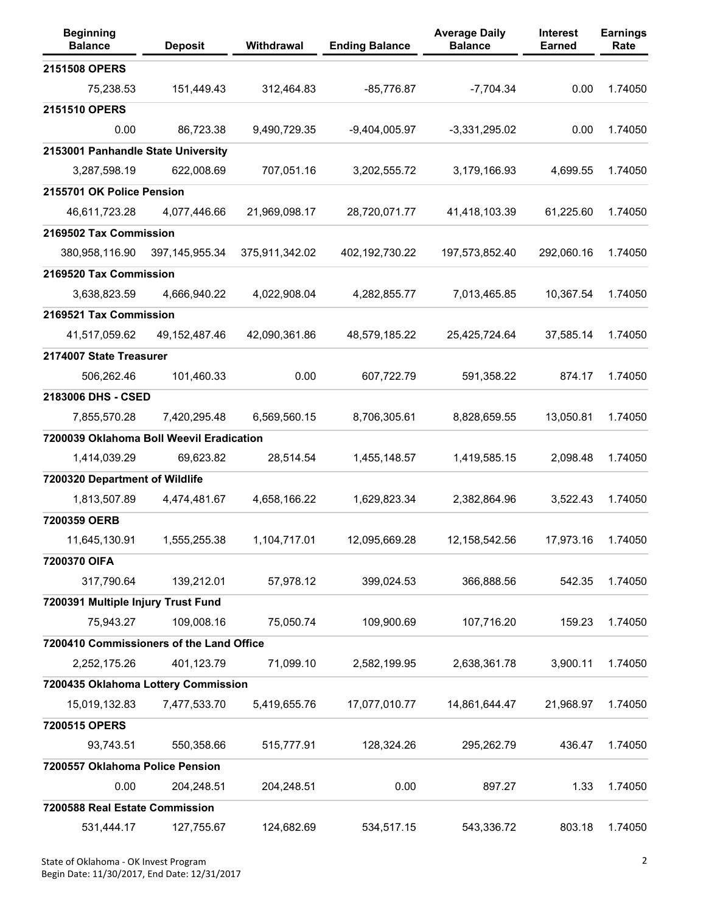| Beginning Balance | Deposit | Withdrawal | Ending Balance | Average Daily Balance | Interest Earned | Earnings Rate |
|---|---|---|---|---|---|---|
| **2151508 OPERS** | | | | | | |
| 75,238.53 | 151,449.43 | 312,464.83 | -85,776.87 | -7,704.34 | 0.00 | 1.74050 |
| **2151510 OPERS** | | | | | | |
| 0.00 | 86,723.38 | 9,490,729.35 | -9,404,005.97 | -3,331,295.02 | 0.00 | 1.74050 |
| **2153001 Panhandle State University** | | | | | | |
| 3,287,598.19 | 622,008.69 | 707,051.16 | 3,202,555.72 | 3,179,166.93 | 4,699.55 | 1.74050 |
| **2155701 OK Police Pension** | | | | | | |
| 46,611,723.28 | 4,077,446.66 | 21,969,098.17 | 28,720,071.77 | 41,418,103.39 | 61,225.60 | 1.74050 |
| **2169502 Tax Commission** | | | | | | |
| 380,958,116.90 | 397,145,955.34 | 375,911,342.02 | 402,192,730.22 | 197,573,852.40 | 292,060.16 | 1.74050 |
| **2169520 Tax Commission** | | | | | | |
| 3,638,823.59 | 4,666,940.22 | 4,022,908.04 | 4,282,855.77 | 7,013,465.85 | 10,367.54 | 1.74050 |
| **2169521 Tax Commission** | | | | | | |
| 41,517,059.62 | 49,152,487.46 | 42,090,361.86 | 48,579,185.22 | 25,425,724.64 | 37,585.14 | 1.74050 |
| **2174007 State Treasurer** | | | | | | |
| 506,262.46 | 101,460.33 | 0.00 | 607,722.79 | 591,358.22 | 874.17 | 1.74050 |
| **2183006 DHS - CSED** | | | | | | |
| 7,855,570.28 | 7,420,295.48 | 6,569,560.15 | 8,706,305.61 | 8,828,659.55 | 13,050.81 | 1.74050 |
| **7200039 Oklahoma Boll Weevil Eradication** | | | | | | |
| 1,414,039.29 | 69,623.82 | 28,514.54 | 1,455,148.57 | 1,419,585.15 | 2,098.48 | 1.74050 |
| **7200320 Department of Wildlife** | | | | | | |
| 1,813,507.89 | 4,474,481.67 | 4,658,166.22 | 1,629,823.34 | 2,382,864.96 | 3,522.43 | 1.74050 |
| **7200359 OERB** | | | | | | |
| 11,645,130.91 | 1,555,255.38 | 1,104,717.01 | 12,095,669.28 | 12,158,542.56 | 17,973.16 | 1.74050 |
| **7200370 OIFA** | | | | | | |
| 317,790.64 | 139,212.01 | 57,978.12 | 399,024.53 | 366,888.56 | 542.35 | 1.74050 |
| **7200391 Multiple Injury Trust Fund** | | | | | | |
| 75,943.27 | 109,008.16 | 75,050.74 | 109,900.69 | 107,716.20 | 159.23 | 1.74050 |
| **7200410 Commissioners of the Land Office** | | | | | | |
| 2,252,175.26 | 401,123.79 | 71,099.10 | 2,582,199.95 | 2,638,361.78 | 3,900.11 | 1.74050 |
| **7200435 Oklahoma Lottery Commission** | | | | | | |
| 15,019,132.83 | 7,477,533.70 | 5,419,655.76 | 17,077,010.77 | 14,861,644.47 | 21,968.97 | 1.74050 |
| **7200515 OPERS** | | | | | | |
| 93,743.51 | 550,358.66 | 515,777.91 | 128,324.26 | 295,262.79 | 436.47 | 1.74050 |
| **7200557 Oklahoma Police Pension** | | | | | | |
| 0.00 | 204,248.51 | 204,248.51 | 0.00 | 897.27 | 1.33 | 1.74050 |
| **7200588 Real Estate Commission** | | | | | | |
| 531,444.17 | 127,755.67 | 124,682.69 | 534,517.15 | 543,336.72 | 803.18 | 1.74050 |

State of Oklahoma - OK Invest Program
Begin Date: 11/30/2017, End Date: 12/31/2017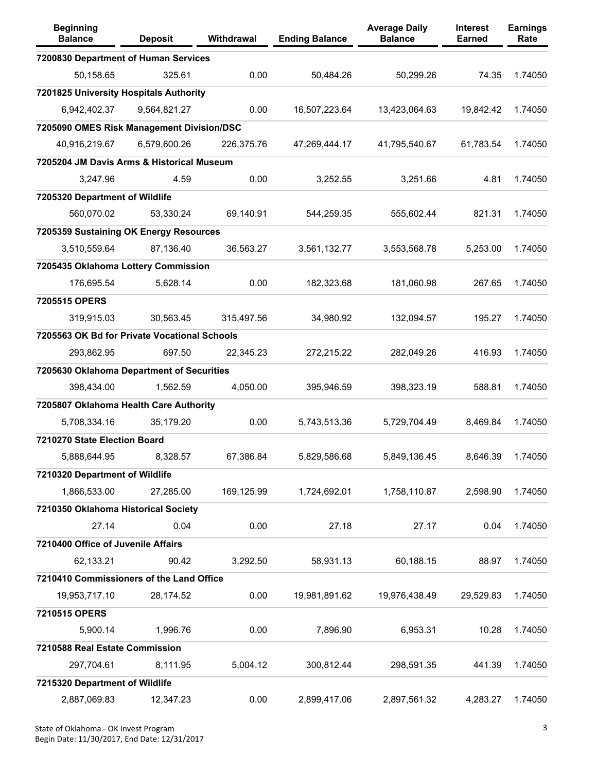| Beginning Balance | Deposit | Withdrawal | Ending Balance | Average Daily Balance | Interest Earned | Earnings Rate |
|---|---|---|---|---|---|---|
| **7200830 Department of Human Services** | | | | | | |
| 50,158.65 | 325.61 | 0.00 | 50,484.26 | 50,299.26 | 74.35 | 1.74050 |
| **7201825 University Hospitals Authority** | | | | | | |
| 6,942,402.37 | 9,564,821.27 | 0.00 | 16,507,223.64 | 13,423,064.63 | 19,842.42 | 1.74050 |
| **7205090 OMES Risk Management Division/DSC** | | | | | | |
| 40,916,219.67 | 6,579,600.26 | 226,375.76 | 47,269,444.17 | 41,795,540.67 | 61,783.54 | 1.74050 |
| **7205204 JM Davis Arms & Historical Museum** | | | | | | |
| 3,247.96 | 4.59 | 0.00 | 3,252.55 | 3,251.66 | 4.81 | 1.74050 |
| **7205320 Department of Wildlife** | | | | | | |
| 560,070.02 | 53,330.24 | 69,140.91 | 544,259.35 | 555,602.44 | 821.31 | 1.74050 |
| **7205359 Sustaining OK Energy Resources** | | | | | | |
| 3,510,559.64 | 87,136.40 | 36,563.27 | 3,561,132.77 | 3,553,568.78 | 5,253.00 | 1.74050 |
| **7205435 Oklahoma Lottery Commission** | | | | | | |
| 176,695.54 | 5,628.14 | 0.00 | 182,323.68 | 181,060.98 | 267.65 | 1.74050 |
| **7205515 OPERS** | | | | | | |
| 319,915.03 | 30,563.45 | 315,497.56 | 34,980.92 | 132,094.57 | 195.27 | 1.74050 |
| **7205563 OK Bd for Private Vocational Schools** | | | | | | |
| 293,862.95 | 697.50 | 22,345.23 | 272,215.22 | 282,049.26 | 416.93 | 1.74050 |
| **7205630 Oklahoma Department of Securities** | | | | | | |
| 398,434.00 | 1,562.59 | 4,050.00 | 395,946.59 | 398,323.19 | 588.81 | 1.74050 |
| **7205807 Oklahoma Health Care Authority** | | | | | | |
| 5,708,334.16 | 35,179.20 | 0.00 | 5,743,513.36 | 5,729,704.49 | 8,469.84 | 1.74050 |
| **7210270 State Election Board** | | | | | | |
| 5,888,644.95 | 8,328.57 | 67,386.84 | 5,829,586.68 | 5,849,136.45 | 8,646.39 | 1.74050 |
| **7210320 Department of Wildlife** | | | | | | |
| 1,866,533.00 | 27,285.00 | 169,125.99 | 1,724,692.01 | 1,758,110.87 | 2,598.90 | 1.74050 |
| **7210350 Oklahoma Historical Society** | | | | | | |
| 27.14 | 0.04 | 0.00 | 27.18 | 27.17 | 0.04 | 1.74050 |
| **7210400 Office of Juvenile Affairs** | | | | | | |
| 62,133.21 | 90.42 | 3,292.50 | 58,931.13 | 60,188.15 | 88.97 | 1.74050 |
| **7210410 Commissioners of the Land Office** | | | | | | |
| 19,953,717.10 | 28,174.52 | 0.00 | 19,981,891.62 | 19,976,438.49 | 29,529.83 | 1.74050 |
| **7210515 OPERS** | | | | | | |
| 5,900.14 | 1,996.76 | 0.00 | 7,896.90 | 6,953.31 | 10.28 | 1.74050 |
| **7210588 Real Estate Commission** | | | | | | |
| 297,704.61 | 8,111.95 | 5,004.12 | 300,812.44 | 298,591.35 | 441.39 | 1.74050 |
| **7215320 Department of Wildlife** | | | | | | |
| 2,887,069.83 | 12,347.23 | 0.00 | 2,899,417.06 | 2,897,561.32 | 4,283.27 | 1.74050 |

State of Oklahoma - OK Invest Program
Begin Date: 11/30/2017, End Date: 12/31/2017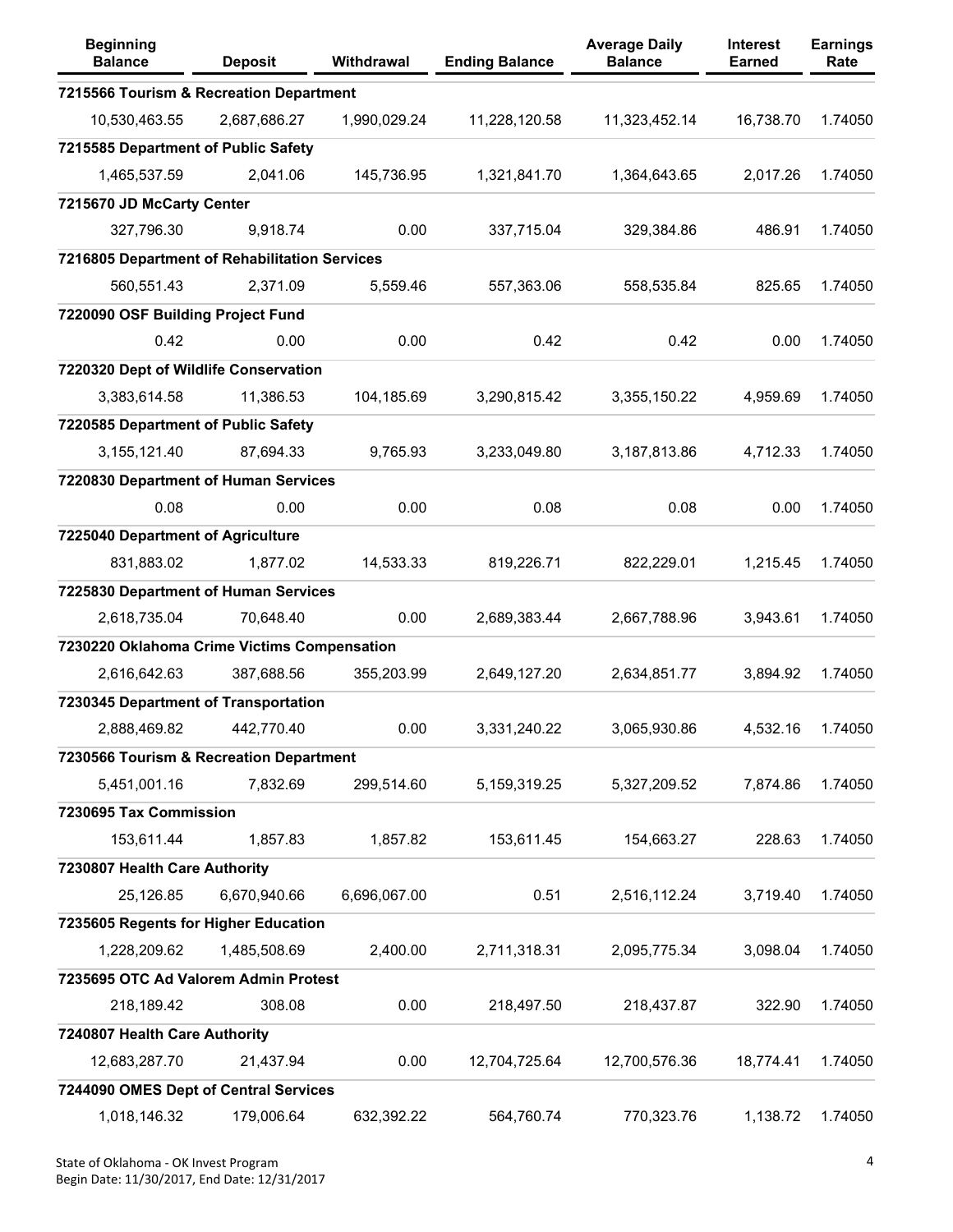| Beginning Balance | Deposit | Withdrawal | Ending Balance | Average Daily Balance | Interest Earned | Earnings Rate |
|---|---|---|---|---|---|---|
| **7215566 Tourism & Recreation Department** | | | | | | |
| 10,530,463.55 | 2,687,686.27 | 1,990,029.24 | 11,228,120.58 | 11,323,452.14 | 16,738.70 | 1.74050 |
| **7215585 Department of Public Safety** | | | | | | |
| 1,465,537.59 | 2,041.06 | 145,736.95 | 1,321,841.70 | 1,364,643.65 | 2,017.26 | 1.74050 |
| **7215670 JD McCarty Center** | | | | | | |
| 327,796.30 | 9,918.74 | 0.00 | 337,715.04 | 329,384.86 | 486.91 | 1.74050 |
| **7216805 Department of Rehabilitation Services** | | | | | | |
| 560,551.43 | 2,371.09 | 5,559.46 | 557,363.06 | 558,535.84 | 825.65 | 1.74050 |
| **7220090 OSF Building Project Fund** | | | | | | |
| 0.42 | 0.00 | 0.00 | 0.42 | 0.42 | 0.00 | 1.74050 |
| **7220320 Dept of Wildlife Conservation** | | | | | | |
| 3,383,614.58 | 11,386.53 | 104,185.69 | 3,290,815.42 | 3,355,150.22 | 4,959.69 | 1.74050 |
| **7220585 Department of Public Safety** | | | | | | |
| 3,155,121.40 | 87,694.33 | 9,765.93 | 3,233,049.80 | 3,187,813.86 | 4,712.33 | 1.74050 |
| **7220830 Department of Human Services** | | | | | | |
| 0.08 | 0.00 | 0.00 | 0.08 | 0.08 | 0.00 | 1.74050 |
| **7225040 Department of Agriculture** | | | | | | |
| 831,883.02 | 1,877.02 | 14,533.33 | 819,226.71 | 822,229.01 | 1,215.45 | 1.74050 |
| **7225830 Department of Human Services** | | | | | | |
| 2,618,735.04 | 70,648.40 | 0.00 | 2,689,383.44 | 2,667,788.96 | 3,943.61 | 1.74050 |
| **7230220 Oklahoma Crime Victims Compensation** | | | | | | |
| 2,616,642.63 | 387,688.56 | 355,203.99 | 2,649,127.20 | 2,634,851.77 | 3,894.92 | 1.74050 |
| **7230345 Department of Transportation** | | | | | | |
| 2,888,469.82 | 442,770.40 | 0.00 | 3,331,240.22 | 3,065,930.86 | 4,532.16 | 1.74050 |
| **7230566 Tourism & Recreation Department** | | | | | | |
| 5,451,001.16 | 7,832.69 | 299,514.60 | 5,159,319.25 | 5,327,209.52 | 7,874.86 | 1.74050 |
| **7230695 Tax Commission** | | | | | | |
| 153,611.44 | 1,857.83 | 1,857.82 | 153,611.45 | 154,663.27 | 228.63 | 1.74050 |
| **7230807 Health Care Authority** | | | | | | |
| 25,126.85 | 6,670,940.66 | 6,696,067.00 | 0.51 | 2,516,112.24 | 3,719.40 | 1.74050 |
| **7235605 Regents for Higher Education** | | | | | | |
| 1,228,209.62 | 1,485,508.69 | 2,400.00 | 2,711,318.31 | 2,095,775.34 | 3,098.04 | 1.74050 |
| **7235695 OTC Ad Valorem Admin Protest** | | | | | | |
| 218,189.42 | 308.08 | 0.00 | 218,497.50 | 218,437.87 | 322.90 | 1.74050 |
| **7240807 Health Care Authority** | | | | | | |
| 12,683,287.70 | 21,437.94 | 0.00 | 12,704,725.64 | 12,700,576.36 | 18,774.41 | 1.74050 |
| **7244090 OMES Dept of Central Services** | | | | | | |
| 1,018,146.32 | 179,006.64 | 632,392.22 | 564,760.74 | 770,323.76 | 1,138.72 | 1.74050 |

State of Oklahoma - OK Invest Program
Begin Date: 11/30/2017, End Date: 12/31/2017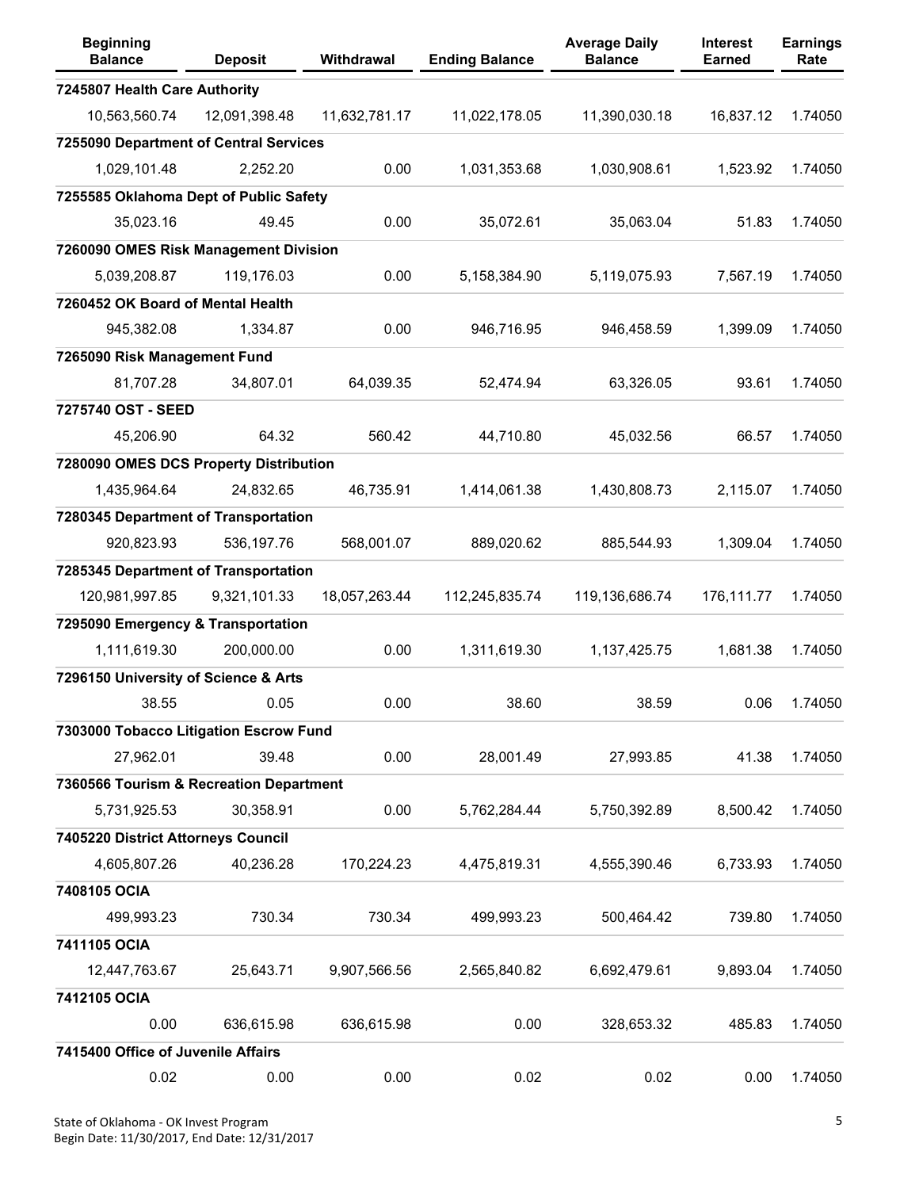| Beginning Balance | Deposit | Withdrawal | Ending Balance | Average Daily Balance | Interest Earned | Earnings Rate |
|---|---|---|---|---|---|---|
| **7245807 Health Care Authority** | | | | | | |
| 10,563,560.74 | 12,091,398.48 | 11,632,781.17 | 11,022,178.05 | 11,390,030.18 | 16,837.12 | 1.74050 |
| **7255090 Department of Central Services** | | | | | | |
| 1,029,101.48 | 2,252.20 | 0.00 | 1,031,353.68 | 1,030,908.61 | 1,523.92 | 1.74050 |
| **7255585 Oklahoma Dept of Public Safety** | | | | | | |
| 35,023.16 | 49.45 | 0.00 | 35,072.61 | 35,063.04 | 51.83 | 1.74050 |
| **7260090 OMES Risk Management Division** | | | | | | |
| 5,039,208.87 | 119,176.03 | 0.00 | 5,158,384.90 | 5,119,075.93 | 7,567.19 | 1.74050 |
| **7260452 OK Board of Mental Health** | | | | | | |
| 945,382.08 | 1,334.87 | 0.00 | 946,716.95 | 946,458.59 | 1,399.09 | 1.74050 |
| **7265090 Risk Management Fund** | | | | | | |
| 81,707.28 | 34,807.01 | 64,039.35 | 52,474.94 | 63,326.05 | 93.61 | 1.74050 |
| **7275740 OST - SEED** | | | | | | |
| 45,206.90 | 64.32 | 560.42 | 44,710.80 | 45,032.56 | 66.57 | 1.74050 |
| **7280090 OMES DCS Property Distribution** | | | | | | |
| 1,435,964.64 | 24,832.65 | 46,735.91 | 1,414,061.38 | 1,430,808.73 | 2,115.07 | 1.74050 |
| **7280345 Department of Transportation** | | | | | | |
| 920,823.93 | 536,197.76 | 568,001.07 | 889,020.62 | 885,544.93 | 1,309.04 | 1.74050 |
| **7285345 Department of Transportation** | | | | | | |
| 120,981,997.85 | 9,321,101.33 | 18,057,263.44 | 112,245,835.74 | 119,136,686.74 | 176,111.77 | 1.74050 |
| **7295090 Emergency & Transportation** | | | | | | |
| 1,111,619.30 | 200,000.00 | 0.00 | 1,311,619.30 | 1,137,425.75 | 1,681.38 | 1.74050 |
| **7296150 University of Science & Arts** | | | | | | |
| 38.55 | 0.05 | 0.00 | 38.60 | 38.59 | 0.06 | 1.74050 |
| **7303000 Tobacco Litigation Escrow Fund** | | | | | | |
| 27,962.01 | 39.48 | 0.00 | 28,001.49 | 27,993.85 | 41.38 | 1.74050 |
| **7360566 Tourism & Recreation Department** | | | | | | |
| 5,731,925.53 | 30,358.91 | 0.00 | 5,762,284.44 | 5,750,392.89 | 8,500.42 | 1.74050 |
| **7405220 District Attorneys Council** | | | | | | |
| 4,605,807.26 | 40,236.28 | 170,224.23 | 4,475,819.31 | 4,555,390.46 | 6,733.93 | 1.74050 |
| **7408105 OCIA** | | | | | | |
| 499,993.23 | 730.34 | 730.34 | 499,993.23 | 500,464.42 | 739.80 | 1.74050 |
| **7411105 OCIA** | | | | | | |
| 12,447,763.67 | 25,643.71 | 9,907,566.56 | 2,565,840.82 | 6,692,479.61 | 9,893.04 | 1.74050 |
| **7412105 OCIA** | | | | | | |
| 0.00 | 636,615.98 | 636,615.98 | 0.00 | 328,653.32 | 485.83 | 1.74050 |
| **7415400 Office of Juvenile Affairs** | | | | | | |
| 0.02 | 0.00 | 0.00 | 0.02 | 0.02 | 0.00 | 1.74050 |

State of Oklahoma - OK Invest Program
Begin Date: 11/30/2017, End Date: 12/31/2017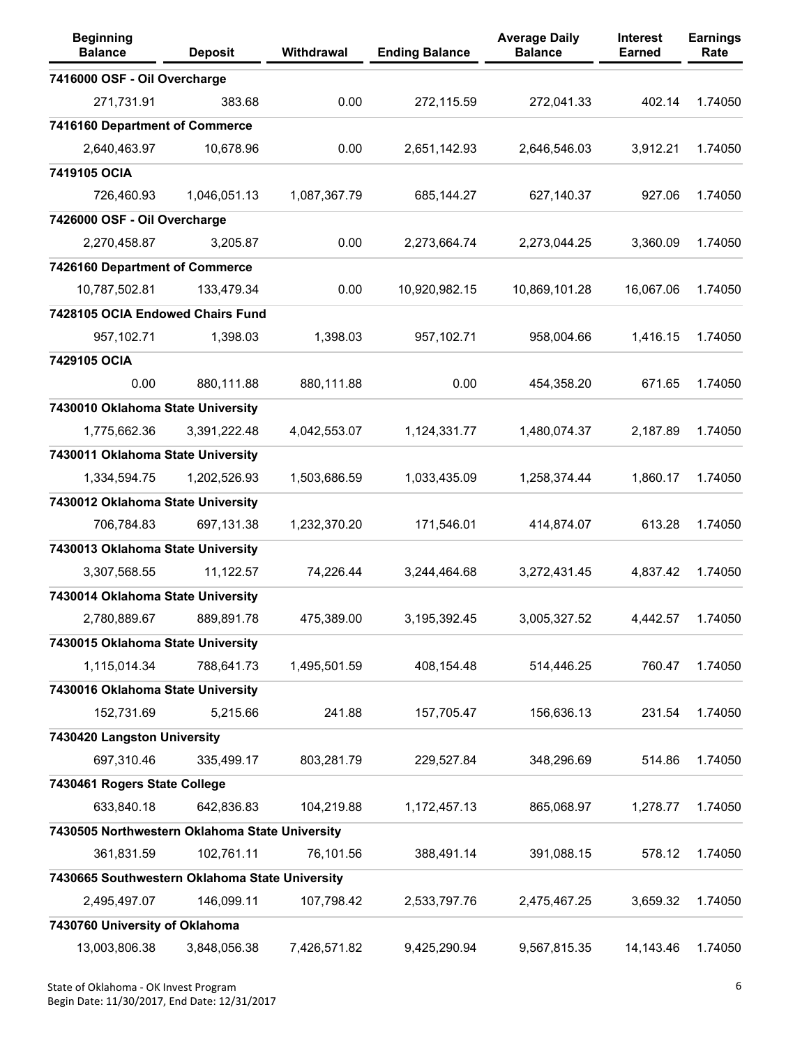| Beginning Balance | Deposit | Withdrawal | Ending Balance | Average Daily Balance | Interest Earned | Earnings Rate |
|---|---|---|---|---|---|---|
| **7416000 OSF - Oil Overcharge** | | | | | | |
| 271,731.91 | 383.68 | 0.00 | 272,115.59 | 272,041.33 | 402.14 | 1.74050 |
| **7416160 Department of Commerce** | | | | | | |
| 2,640,463.97 | 10,678.96 | 0.00 | 2,651,142.93 | 2,646,546.03 | 3,912.21 | 1.74050 |
| **7419105 OCIA** | | | | | | |
| 726,460.93 | 1,046,051.13 | 1,087,367.79 | 685,144.27 | 627,140.37 | 927.06 | 1.74050 |
| **7426000 OSF - Oil Overcharge** | | | | | | |
| 2,270,458.87 | 3,205.87 | 0.00 | 2,273,664.74 | 2,273,044.25 | 3,360.09 | 1.74050 |
| **7426160 Department of Commerce** | | | | | | |
| 10,787,502.81 | 133,479.34 | 0.00 | 10,920,982.15 | 10,869,101.28 | 16,067.06 | 1.74050 |
| **7428105 OCIA Endowed Chairs Fund** | | | | | | |
| 957,102.71 | 1,398.03 | 1,398.03 | 957,102.71 | 958,004.66 | 1,416.15 | 1.74050 |
| **7429105 OCIA** | | | | | | |
| 0.00 | 880,111.88 | 880,111.88 | 0.00 | 454,358.20 | 671.65 | 1.74050 |
| **7430010 Oklahoma State University** | | | | | | |
| 1,775,662.36 | 3,391,222.48 | 4,042,553.07 | 1,124,331.77 | 1,480,074.37 | 2,187.89 | 1.74050 |
| **7430011 Oklahoma State University** | | | | | | |
| 1,334,594.75 | 1,202,526.93 | 1,503,686.59 | 1,033,435.09 | 1,258,374.44 | 1,860.17 | 1.74050 |
| **7430012 Oklahoma State University** | | | | | | |
| 706,784.83 | 697,131.38 | 1,232,370.20 | 171,546.01 | 414,874.07 | 613.28 | 1.74050 |
| **7430013 Oklahoma State University** | | | | | | |
| 3,307,568.55 | 11,122.57 | 74,226.44 | 3,244,464.68 | 3,272,431.45 | 4,837.42 | 1.74050 |
| **7430014 Oklahoma State University** | | | | | | |
| 2,780,889.67 | 889,891.78 | 475,389.00 | 3,195,392.45 | 3,005,327.52 | 4,442.57 | 1.74050 |
| **7430015 Oklahoma State University** | | | | | | |
| 1,115,014.34 | 788,641.73 | 1,495,501.59 | 408,154.48 | 514,446.25 | 760.47 | 1.74050 |
| **7430016 Oklahoma State University** | | | | | | |
| 152,731.69 | 5,215.66 | 241.88 | 157,705.47 | 156,636.13 | 231.54 | 1.74050 |
| **7430420 Langston University** | | | | | | |
| 697,310.46 | 335,499.17 | 803,281.79 | 229,527.84 | 348,296.69 | 514.86 | 1.74050 |
| **7430461 Rogers State College** | | | | | | |
| 633,840.18 | 642,836.83 | 104,219.88 | 1,172,457.13 | 865,068.97 | 1,278.77 | 1.74050 |
| **7430505 Northwestern Oklahoma State University** | | | | | | |
| 361,831.59 | 102,761.11 | 76,101.56 | 388,491.14 | 391,088.15 | 578.12 | 1.74050 |
| **7430665 Southwestern Oklahoma State University** | | | | | | |
| 2,495,497.07 | 146,099.11 | 107,798.42 | 2,533,797.76 | 2,475,467.25 | 3,659.32 | 1.74050 |
| **7430760 University of Oklahoma** | | | | | | |
| 13,003,806.38 | 3,848,056.38 | 7,426,571.82 | 9,425,290.94 | 9,567,815.35 | 14,143.46 | 1.74050 |

State of Oklahoma - OK Invest Program
Begin Date: 11/30/2017, End Date: 12/31/2017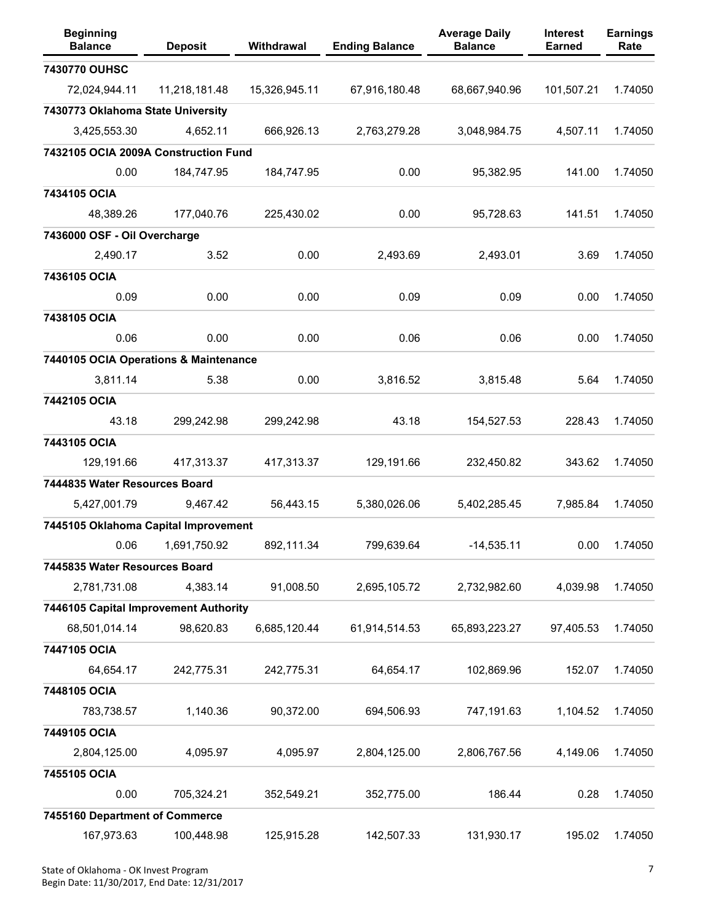| Beginning Balance | Deposit | Withdrawal | Ending Balance | Average Daily Balance | Interest Earned | Earnings Rate |
|---|---|---|---|---|---|---|
| **7430770 OUHSC** | | | | | | |
| 72,024,944.11 | 11,218,181.48 | 15,326,945.11 | 67,916,180.48 | 68,667,940.96 | 101,507.21 | 1.74050 |
| **7430773 Oklahoma State University** | | | | | | |
| 3,425,553.30 | 4,652.11 | 666,926.13 | 2,763,279.28 | 3,048,984.75 | 4,507.11 | 1.74050 |
| **7432105 OCIA 2009A Construction Fund** | | | | | | |
| 0.00 | 184,747.95 | 184,747.95 | 0.00 | 95,382.95 | 141.00 | 1.74050 |
| **7434105 OCIA** | | | | | | |
| 48,389.26 | 177,040.76 | 225,430.02 | 0.00 | 95,728.63 | 141.51 | 1.74050 |
| **7436000 OSF - Oil Overcharge** | | | | | | |
| 2,490.17 | 3.52 | 0.00 | 2,493.69 | 2,493.01 | 3.69 | 1.74050 |
| **7436105 OCIA** | | | | | | |
| 0.09 | 0.00 | 0.00 | 0.09 | 0.09 | 0.00 | 1.74050 |
| **7438105 OCIA** | | | | | | |
| 0.06 | 0.00 | 0.00 | 0.06 | 0.06 | 0.00 | 1.74050 |
| **7440105 OCIA Operations & Maintenance** | | | | | | |
| 3,811.14 | 5.38 | 0.00 | 3,816.52 | 3,815.48 | 5.64 | 1.74050 |
| **7442105 OCIA** | | | | | | |
| 43.18 | 299,242.98 | 299,242.98 | 43.18 | 154,527.53 | 228.43 | 1.74050 |
| **7443105 OCIA** | | | | | | |
| 129,191.66 | 417,313.37 | 417,313.37 | 129,191.66 | 232,450.82 | 343.62 | 1.74050 |
| **7444835 Water Resources Board** | | | | | | |
| 5,427,001.79 | 9,467.42 | 56,443.15 | 5,380,026.06 | 5,402,285.45 | 7,985.84 | 1.74050 |
| **7445105 Oklahoma Capital Improvement** | | | | | | |
| 0.06 | 1,691,750.92 | 892,111.34 | 799,639.64 | -14,535.11 | 0.00 | 1.74050 |
| **7445835 Water Resources Board** | | | | | | |
| 2,781,731.08 | 4,383.14 | 91,008.50 | 2,695,105.72 | 2,732,982.60 | 4,039.98 | 1.74050 |
| **7446105 Capital Improvement Authority** | | | | | | |
| 68,501,014.14 | 98,620.83 | 6,685,120.44 | 61,914,514.53 | 65,893,223.27 | 97,405.53 | 1.74050 |
| **7447105 OCIA** | | | | | | |
| 64,654.17 | 242,775.31 | 242,775.31 | 64,654.17 | 102,869.96 | 152.07 | 1.74050 |
| **7448105 OCIA** | | | | | | |
| 783,738.57 | 1,140.36 | 90,372.00 | 694,506.93 | 747,191.63 | 1,104.52 | 1.74050 |
| **7449105 OCIA** | | | | | | |
| 2,804,125.00 | 4,095.97 | 4,095.97 | 2,804,125.00 | 2,806,767.56 | 4,149.06 | 1.74050 |
| **7455105 OCIA** | | | | | | |
| 0.00 | 705,324.21 | 352,549.21 | 352,775.00 | 186.44 | 0.28 | 1.74050 |
| **7455160 Department of Commerce** | | | | | | |
| 167,973.63 | 100,448.98 | 125,915.28 | 142,507.33 | 131,930.17 | 195.02 | 1.74050 |

State of Oklahoma - OK Invest Program
Begin Date: 11/30/2017, End Date: 12/31/2017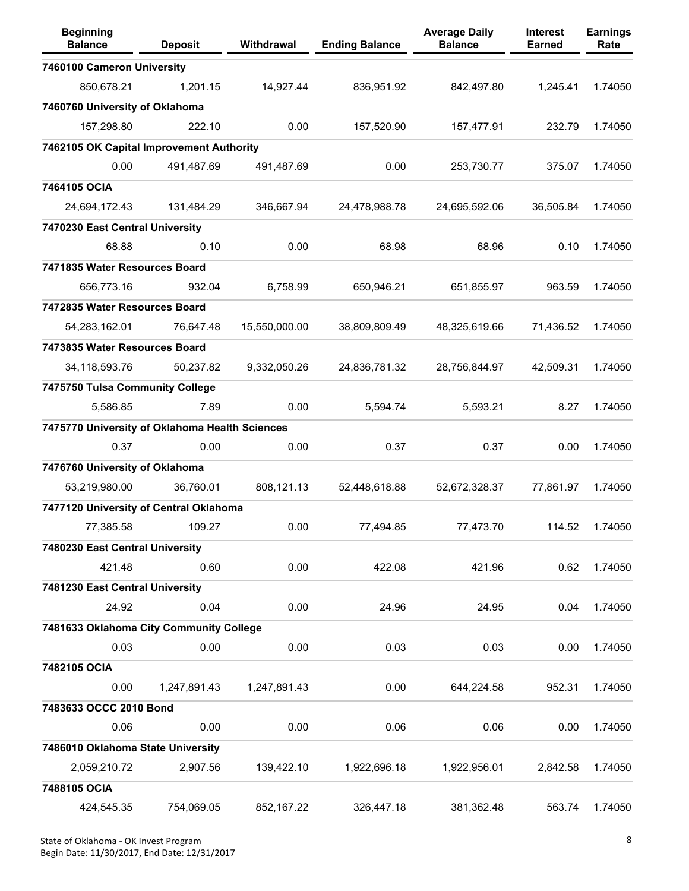| Beginning Balance | Deposit | Withdrawal | Ending Balance | Average Daily Balance | Interest Earned | Earnings Rate |
|---|---|---|---|---|---|---|
| **7460100 Cameron University** | | | | | | |
| 850,678.21 | 1,201.15 | 14,927.44 | 836,951.92 | 842,497.80 | 1,245.41 | 1.74050 |
| **7460760 University of Oklahoma** | | | | | | |
| 157,298.80 | 222.10 | 0.00 | 157,520.90 | 157,477.91 | 232.79 | 1.74050 |
| **7462105 OK Capital Improvement Authority** | | | | | | |
| 0.00 | 491,487.69 | 491,487.69 | 0.00 | 253,730.77 | 375.07 | 1.74050 |
| **7464105 OCIA** | | | | | | |
| 24,694,172.43 | 131,484.29 | 346,667.94 | 24,478,988.78 | 24,695,592.06 | 36,505.84 | 1.74050 |
| **7470230 East Central University** | | | | | | |
| 68.88 | 0.10 | 0.00 | 68.98 | 68.96 | 0.10 | 1.74050 |
| **7471835 Water Resources Board** | | | | | | |
| 656,773.16 | 932.04 | 6,758.99 | 650,946.21 | 651,855.97 | 963.59 | 1.74050 |
| **7472835 Water Resources Board** | | | | | | |
| 54,283,162.01 | 76,647.48 | 15,550,000.00 | 38,809,809.49 | 48,325,619.66 | 71,436.52 | 1.74050 |
| **7473835 Water Resources Board** | | | | | | |
| 34,118,593.76 | 50,237.82 | 9,332,050.26 | 24,836,781.32 | 28,756,844.97 | 42,509.31 | 1.74050 |
| **7475750 Tulsa Community College** | | | | | | |
| 5,586.85 | 7.89 | 0.00 | 5,594.74 | 5,593.21 | 8.27 | 1.74050 |
| **7475770 University of Oklahoma Health Sciences** | | | | | | |
| 0.37 | 0.00 | 0.00 | 0.37 | 0.37 | 0.00 | 1.74050 |
| **7476760 University of Oklahoma** | | | | | | |
| 53,219,980.00 | 36,760.01 | 808,121.13 | 52,448,618.88 | 52,672,328.37 | 77,861.97 | 1.74050 |
| **7477120 University of Central Oklahoma** | | | | | | |
| 77,385.58 | 109.27 | 0.00 | 77,494.85 | 77,473.70 | 114.52 | 1.74050 |
| **7480230 East Central University** | | | | | | |
| 421.48 | 0.60 | 0.00 | 422.08 | 421.96 | 0.62 | 1.74050 |
| **7481230 East Central University** | | | | | | |
| 24.92 | 0.04 | 0.00 | 24.96 | 24.95 | 0.04 | 1.74050 |
| **7481633 Oklahoma City Community College** | | | | | | |
| 0.03 | 0.00 | 0.00 | 0.03 | 0.03 | 0.00 | 1.74050 |
| **7482105 OCIA** | | | | | | |
| 0.00 | 1,247,891.43 | 1,247,891.43 | 0.00 | 644,224.58 | 952.31 | 1.74050 |
| **7483633 OCCC 2010 Bond** | | | | | | |
| 0.06 | 0.00 | 0.00 | 0.06 | 0.06 | 0.00 | 1.74050 |
| **7486010 Oklahoma State University** | | | | | | |
| 2,059,210.72 | 2,907.56 | 139,422.10 | 1,922,696.18 | 1,922,956.01 | 2,842.58 | 1.74050 |
| **7488105 OCIA** | | | | | | |
| 424,545.35 | 754,069.05 | 852,167.22 | 326,447.18 | 381,362.48 | 563.74 | 1.74050 |

State of Oklahoma - OK Invest Program
Begin Date: 11/30/2017, End Date: 12/31/2017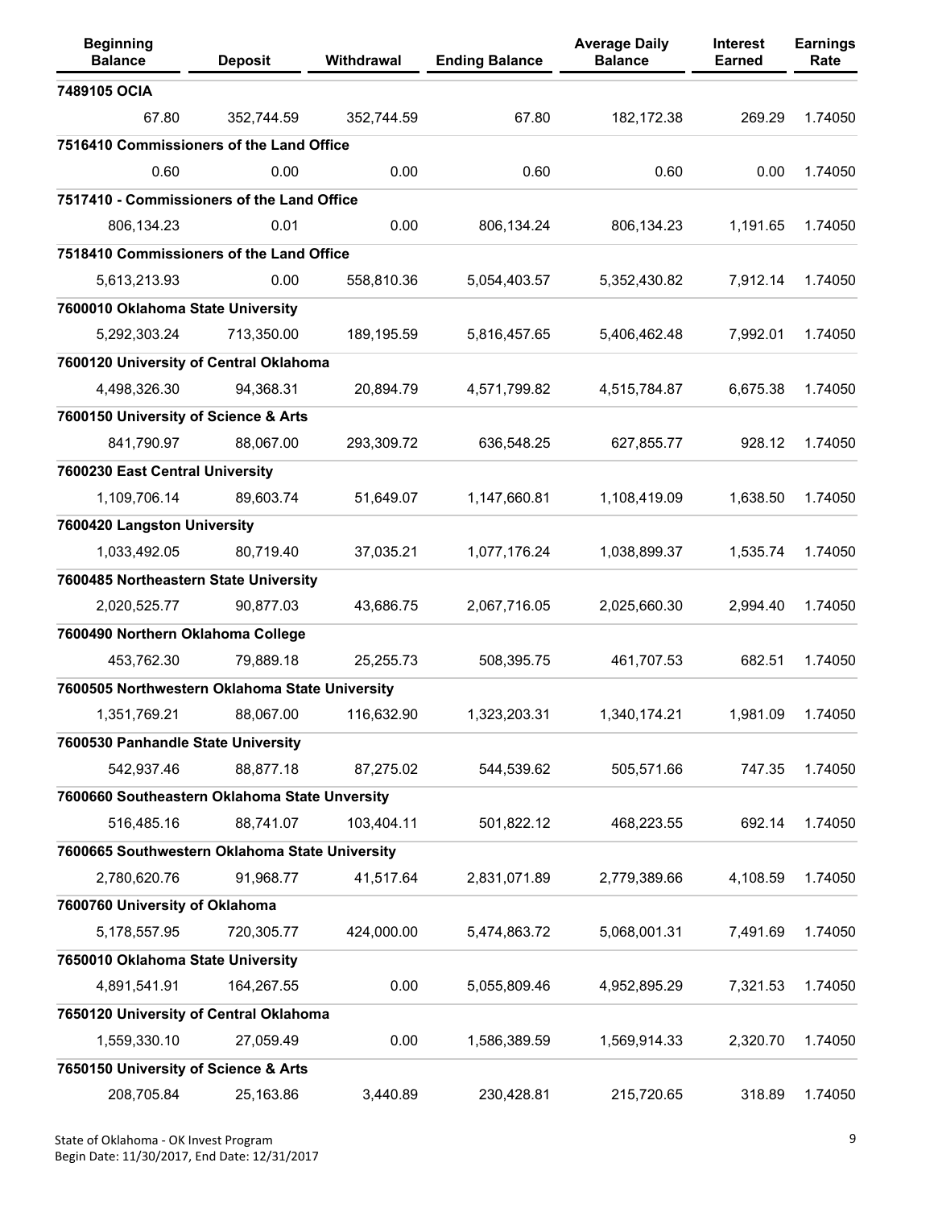| Beginning Balance | Deposit | Withdrawal | Ending Balance | Average Daily Balance | Interest Earned | Earnings Rate |
|---|---|---|---|---|---|---|
| **7489105 OCIA** | | | | | | |
| 67.80 | 352,744.59 | 352,744.59 | 67.80 | 182,172.38 | 269.29 | 1.74050 |
| **7516410 Commissioners of the Land Office** | | | | | | |
| 0.60 | 0.00 | 0.00 | 0.60 | 0.60 | 0.00 | 1.74050 |
| **7517410 - Commissioners of the Land Office** | | | | | | |
| 806,134.23 | 0.01 | 0.00 | 806,134.24 | 806,134.23 | 1,191.65 | 1.74050 |
| **7518410 Commissioners of the Land Office** | | | | | | |
| 5,613,213.93 | 0.00 | 558,810.36 | 5,054,403.57 | 5,352,430.82 | 7,912.14 | 1.74050 |
| **7600010 Oklahoma State University** | | | | | | |
| 5,292,303.24 | 713,350.00 | 189,195.59 | 5,816,457.65 | 5,406,462.48 | 7,992.01 | 1.74050 |
| **7600120 University of Central Oklahoma** | | | | | | |
| 4,498,326.30 | 94,368.31 | 20,894.79 | 4,571,799.82 | 4,515,784.87 | 6,675.38 | 1.74050 |
| **7600150 University of Science & Arts** | | | | | | |
| 841,790.97 | 88,067.00 | 293,309.72 | 636,548.25 | 627,855.77 | 928.12 | 1.74050 |
| **7600230 East Central University** | | | | | | |
| 1,109,706.14 | 89,603.74 | 51,649.07 | 1,147,660.81 | 1,108,419.09 | 1,638.50 | 1.74050 |
| **7600420 Langston University** | | | | | | |
| 1,033,492.05 | 80,719.40 | 37,035.21 | 1,077,176.24 | 1,038,899.37 | 1,535.74 | 1.74050 |
| **7600485 Northeastern State University** | | | | | | |
| 2,020,525.77 | 90,877.03 | 43,686.75 | 2,067,716.05 | 2,025,660.30 | 2,994.40 | 1.74050 |
| **7600490 Northern Oklahoma College** | | | | | | |
| 453,762.30 | 79,889.18 | 25,255.73 | 508,395.75 | 461,707.53 | 682.51 | 1.74050 |
| **7600505 Northwestern Oklahoma State University** | | | | | | |
| 1,351,769.21 | 88,067.00 | 116,632.90 | 1,323,203.31 | 1,340,174.21 | 1,981.09 | 1.74050 |
| **7600530 Panhandle State University** | | | | | | |
| 542,937.46 | 88,877.18 | 87,275.02 | 544,539.62 | 505,571.66 | 747.35 | 1.74050 |
| **7600660 Southeastern Oklahoma State Unversity** | | | | | | |
| 516,485.16 | 88,741.07 | 103,404.11 | 501,822.12 | 468,223.55 | 692.14 | 1.74050 |
| **7600665 Southwestern Oklahoma State University** | | | | | | |
| 2,780,620.76 | 91,968.77 | 41,517.64 | 2,831,071.89 | 2,779,389.66 | 4,108.59 | 1.74050 |
| **7600760 University of Oklahoma** | | | | | | |
| 5,178,557.95 | 720,305.77 | 424,000.00 | 5,474,863.72 | 5,068,001.31 | 7,491.69 | 1.74050 |
| **7650010 Oklahoma State University** | | | | | | |
| 4,891,541.91 | 164,267.55 | 0.00 | 5,055,809.46 | 4,952,895.29 | 7,321.53 | 1.74050 |
| **7650120 University of Central Oklahoma** | | | | | | |
| 1,559,330.10 | 27,059.49 | 0.00 | 1,586,389.59 | 1,569,914.33 | 2,320.70 | 1.74050 |
| **7650150 University of Science & Arts** | | | | | | |
| 208,705.84 | 25,163.86 | 3,440.89 | 230,428.81 | 215,720.65 | 318.89 | 1.74050 |

State of Oklahoma - OK Invest Program
Begin Date: 11/30/2017, End Date: 12/31/2017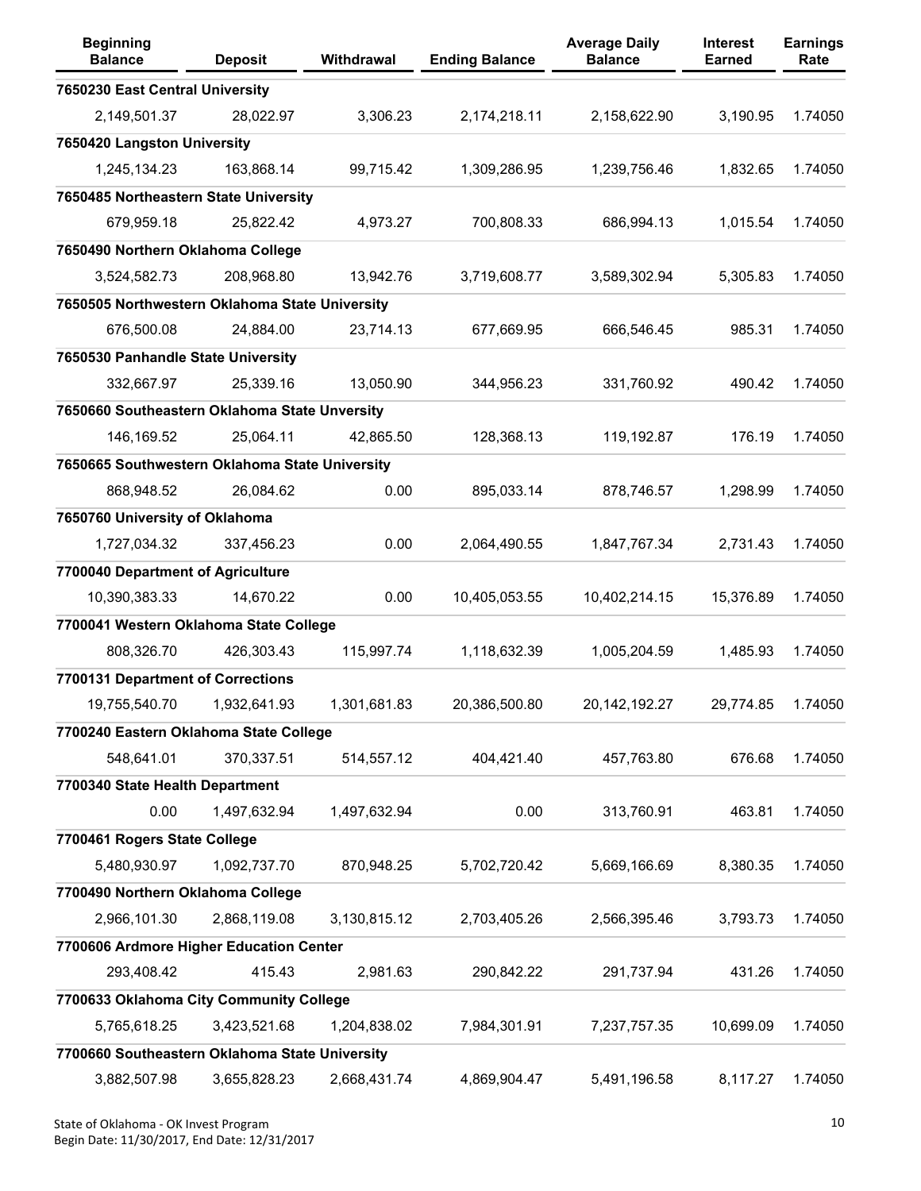| Beginning Balance | Deposit | Withdrawal | Ending Balance | Average Daily Balance | Interest Earned | Earnings Rate |
|---|---|---|---|---|---|---|
| **7650230 East Central University** | | | | | | |
| 2,149,501.37 | 28,022.97 | 3,306.23 | 2,174,218.11 | 2,158,622.90 | 3,190.95 | 1.74050 |
| **7650420 Langston University** | | | | | | |
| 1,245,134.23 | 163,868.14 | 99,715.42 | 1,309,286.95 | 1,239,756.46 | 1,832.65 | 1.74050 |
| **7650485 Northeastern State University** | | | | | | |
| 679,959.18 | 25,822.42 | 4,973.27 | 700,808.33 | 686,994.13 | 1,015.54 | 1.74050 |
| **7650490 Northern Oklahoma College** | | | | | | |
| 3,524,582.73 | 208,968.80 | 13,942.76 | 3,719,608.77 | 3,589,302.94 | 5,305.83 | 1.74050 |
| **7650505 Northwestern Oklahoma State University** | | | | | | |
| 676,500.08 | 24,884.00 | 23,714.13 | 677,669.95 | 666,546.45 | 985.31 | 1.74050 |
| **7650530 Panhandle State University** | | | | | | |
| 332,667.97 | 25,339.16 | 13,050.90 | 344,956.23 | 331,760.92 | 490.42 | 1.74050 |
| **7650660 Southeastern Oklahoma State Unversity** | | | | | | |
| 146,169.52 | 25,064.11 | 42,865.50 | 128,368.13 | 119,192.87 | 176.19 | 1.74050 |
| **7650665 Southwestern Oklahoma State University** | | | | | | |
| 868,948.52 | 26,084.62 | 0.00 | 895,033.14 | 878,746.57 | 1,298.99 | 1.74050 |
| **7650760 University of Oklahoma** | | | | | | |
| 1,727,034.32 | 337,456.23 | 0.00 | 2,064,490.55 | 1,847,767.34 | 2,731.43 | 1.74050 |
| **7700040 Department of Agriculture** | | | | | | |
| 10,390,383.33 | 14,670.22 | 0.00 | 10,405,053.55 | 10,402,214.15 | 15,376.89 | 1.74050 |
| **7700041 Western Oklahoma State College** | | | | | | |
| 808,326.70 | 426,303.43 | 115,997.74 | 1,118,632.39 | 1,005,204.59 | 1,485.93 | 1.74050 |
| **7700131 Department of Corrections** | | | | | | |
| 19,755,540.70 | 1,932,641.93 | 1,301,681.83 | 20,386,500.80 | 20,142,192.27 | 29,774.85 | 1.74050 |
| **7700240 Eastern Oklahoma State College** | | | | | | |
| 548,641.01 | 370,337.51 | 514,557.12 | 404,421.40 | 457,763.80 | 676.68 | 1.74050 |
| **7700340 State Health Department** | | | | | | |
| 0.00 | 1,497,632.94 | 1,497,632.94 | 0.00 | 313,760.91 | 463.81 | 1.74050 |
| **7700461 Rogers State College** | | | | | | |
| 5,480,930.97 | 1,092,737.70 | 870,948.25 | 5,702,720.42 | 5,669,166.69 | 8,380.35 | 1.74050 |
| **7700490 Northern Oklahoma College** | | | | | | |
| 2,966,101.30 | 2,868,119.08 | 3,130,815.12 | 2,703,405.26 | 2,566,395.46 | 3,793.73 | 1.74050 |
| **7700606 Ardmore Higher Education Center** | | | | | | |
| 293,408.42 | 415.43 | 2,981.63 | 290,842.22 | 291,737.94 | 431.26 | 1.74050 |
| **7700633 Oklahoma City Community College** | | | | | | |
| 5,765,618.25 | 3,423,521.68 | 1,204,838.02 | 7,984,301.91 | 7,237,757.35 | 10,699.09 | 1.74050 |
| **7700660 Southeastern Oklahoma State University** | | | | | | |
| 3,882,507.98 | 3,655,828.23 | 2,668,431.74 | 4,869,904.47 | 5,491,196.58 | 8,117.27 | 1.74050 |

State of Oklahoma - OK Invest Program
Begin Date: 11/30/2017, End Date: 12/31/2017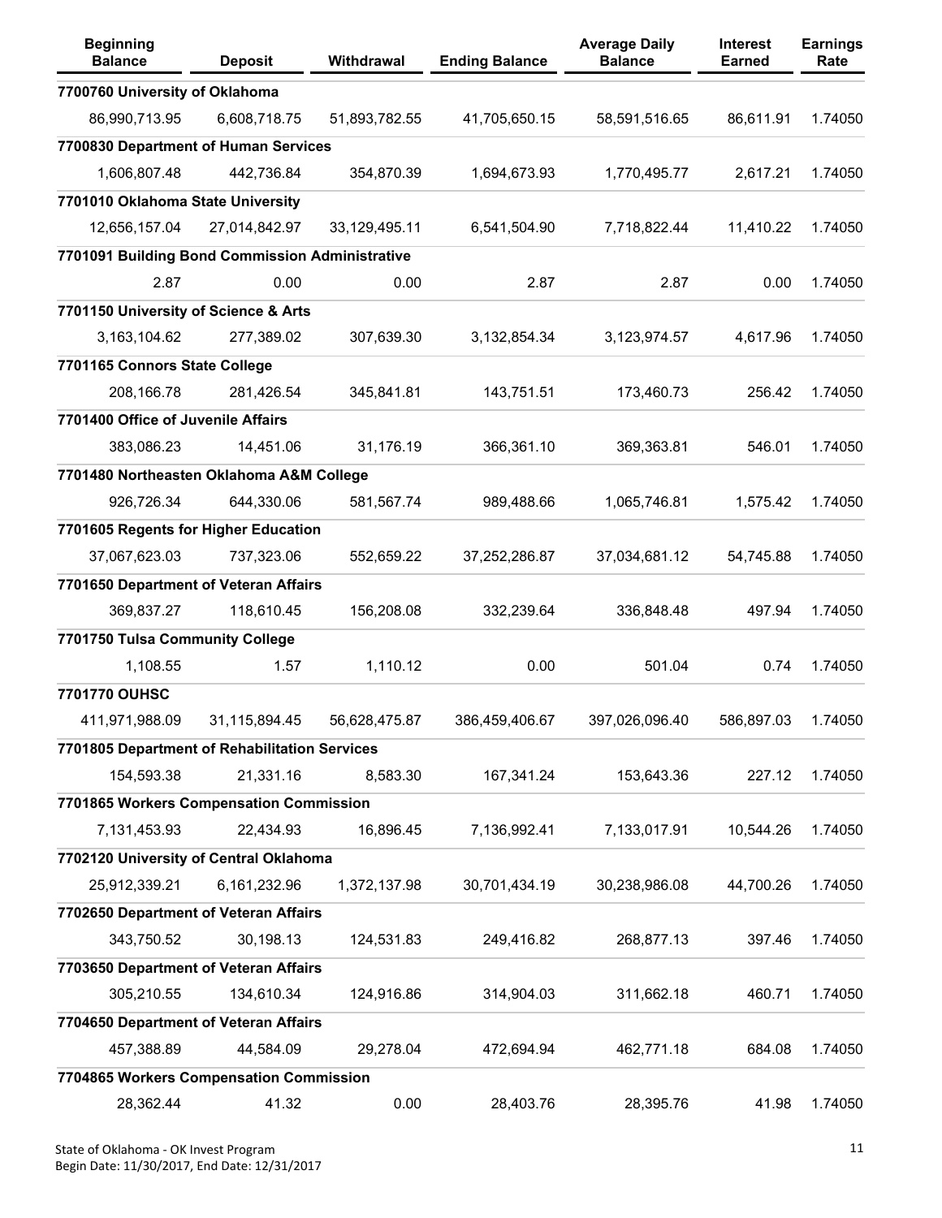| Beginning Balance | Deposit | Withdrawal | Ending Balance | Average Daily Balance | Interest Earned | Earnings Rate |
|---|---|---|---|---|---|---|
| **7700760 University of Oklahoma** | | | | | | |
| 86,990,713.95 | 6,608,718.75 | 51,893,782.55 | 41,705,650.15 | 58,591,516.65 | 86,611.91 | 1.74050 |
| **7700830 Department of Human Services** | | | | | | |
| 1,606,807.48 | 442,736.84 | 354,870.39 | 1,694,673.93 | 1,770,495.77 | 2,617.21 | 1.74050 |
| **7701010 Oklahoma State University** | | | | | | |
| 12,656,157.04 | 27,014,842.97 | 33,129,495.11 | 6,541,504.90 | 7,718,822.44 | 11,410.22 | 1.74050 |
| **7701091 Building Bond Commission Administrative** | | | | | | |
| 2.87 | 0.00 | 0.00 | 2.87 | 2.87 | 0.00 | 1.74050 |
| **7701150 University of Science & Arts** | | | | | | |
| 3,163,104.62 | 277,389.02 | 307,639.30 | 3,132,854.34 | 3,123,974.57 | 4,617.96 | 1.74050 |
| **7701165 Connors State College** | | | | | | |
| 208,166.78 | 281,426.54 | 345,841.81 | 143,751.51 | 173,460.73 | 256.42 | 1.74050 |
| **7701400 Office of Juvenile Affairs** | | | | | | |
| 383,086.23 | 14,451.06 | 31,176.19 | 366,361.10 | 369,363.81 | 546.01 | 1.74050 |
| **7701480 Northeasten Oklahoma A&M College** | | | | | | |
| 926,726.34 | 644,330.06 | 581,567.74 | 989,488.66 | 1,065,746.81 | 1,575.42 | 1.74050 |
| **7701605 Regents for Higher Education** | | | | | | |
| 37,067,623.03 | 737,323.06 | 552,659.22 | 37,252,286.87 | 37,034,681.12 | 54,745.88 | 1.74050 |
| **7701650 Department of Veteran Affairs** | | | | | | |
| 369,837.27 | 118,610.45 | 156,208.08 | 332,239.64 | 336,848.48 | 497.94 | 1.74050 |
| **7701750 Tulsa Community College** | | | | | | |
| 1,108.55 | 1.57 | 1,110.12 | 0.00 | 501.04 | 0.74 | 1.74050 |
| **7701770 OUHSC** | | | | | | |
| 411,971,988.09 | 31,115,894.45 | 56,628,475.87 | 386,459,406.67 | 397,026,096.40 | 586,897.03 | 1.74050 |
| **7701805 Department of Rehabilitation Services** | | | | | | |
| 154,593.38 | 21,331.16 | 8,583.30 | 167,341.24 | 153,643.36 | 227.12 | 1.74050 |
| **7701865 Workers Compensation Commission** | | | | | | |
| 7,131,453.93 | 22,434.93 | 16,896.45 | 7,136,992.41 | 7,133,017.91 | 10,544.26 | 1.74050 |
| **7702120 University of Central Oklahoma** | | | | | | |
| 25,912,339.21 | 6,161,232.96 | 1,372,137.98 | 30,701,434.19 | 30,238,986.08 | 44,700.26 | 1.74050 |
| **7702650 Department of Veteran Affairs** | | | | | | |
| 343,750.52 | 30,198.13 | 124,531.83 | 249,416.82 | 268,877.13 | 397.46 | 1.74050 |
| **7703650 Department of Veteran Affairs** | | | | | | |
| 305,210.55 | 134,610.34 | 124,916.86 | 314,904.03 | 311,662.18 | 460.71 | 1.74050 |
| **7704650 Department of Veteran Affairs** | | | | | | |
| 457,388.89 | 44,584.09 | 29,278.04 | 472,694.94 | 462,771.18 | 684.08 | 1.74050 |
| **7704865 Workers Compensation Commission** | | | | | | |
| 28,362.44 | 41.32 | 0.00 | 28,403.76 | 28,395.76 | 41.98 | 1.74050 |

State of Oklahoma - OK Invest Program
Begin Date: 11/30/2017, End Date: 12/31/2017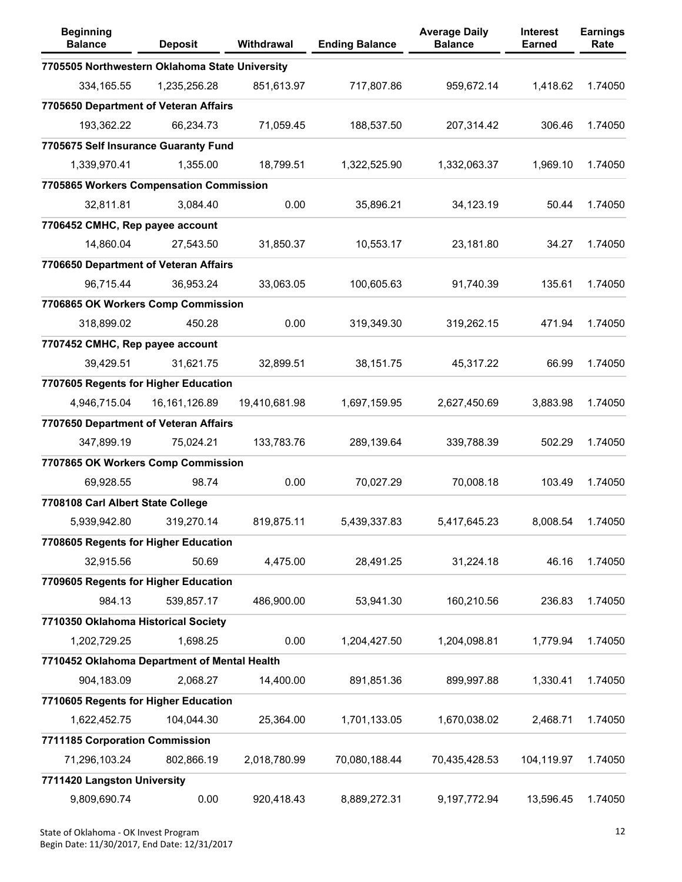| Beginning Balance | Deposit | Withdrawal | Ending Balance | Average Daily Balance | Interest Earned | Earnings Rate |
|---|---|---|---|---|---|---|
| **7705505 Northwestern Oklahoma State University** | | | | | | |
| 334,165.55 | 1,235,256.28 | 851,613.97 | 717,807.86 | 959,672.14 | 1,418.62 | 1.74050 |
| **7705650 Department of Veteran Affairs** | | | | | | |
| 193,362.22 | 66,234.73 | 71,059.45 | 188,537.50 | 207,314.42 | 306.46 | 1.74050 |
| **7705675 Self Insurance Guaranty Fund** | | | | | | |
| 1,339,970.41 | 1,355.00 | 18,799.51 | 1,322,525.90 | 1,332,063.37 | 1,969.10 | 1.74050 |
| **7705865 Workers Compensation Commission** | | | | | | |
| 32,811.81 | 3,084.40 | 0.00 | 35,896.21 | 34,123.19 | 50.44 | 1.74050 |
| **7706452 CMHC, Rep payee account** | | | | | | |
| 14,860.04 | 27,543.50 | 31,850.37 | 10,553.17 | 23,181.80 | 34.27 | 1.74050 |
| **7706650 Department of Veteran Affairs** | | | | | | |
| 96,715.44 | 36,953.24 | 33,063.05 | 100,605.63 | 91,740.39 | 135.61 | 1.74050 |
| **7706865 OK Workers Comp Commission** | | | | | | |
| 318,899.02 | 450.28 | 0.00 | 319,349.30 | 319,262.15 | 471.94 | 1.74050 |
| **7707452 CMHC, Rep payee account** | | | | | | |
| 39,429.51 | 31,621.75 | 32,899.51 | 38,151.75 | 45,317.22 | 66.99 | 1.74050 |
| **7707605 Regents for Higher Education** | | | | | | |
| 4,946,715.04 | 16,161,126.89 | 19,410,681.98 | 1,697,159.95 | 2,627,450.69 | 3,883.98 | 1.74050 |
| **7707650 Department of Veteran Affairs** | | | | | | |
| 347,899.19 | 75,024.21 | 133,783.76 | 289,139.64 | 339,788.39 | 502.29 | 1.74050 |
| **7707865 OK Workers Comp Commission** | | | | | | |
| 69,928.55 | 98.74 | 0.00 | 70,027.29 | 70,008.18 | 103.49 | 1.74050 |
| **7708108 Carl Albert State College** | | | | | | |
| 5,939,942.80 | 319,270.14 | 819,875.11 | 5,439,337.83 | 5,417,645.23 | 8,008.54 | 1.74050 |
| **7708605 Regents for Higher Education** | | | | | | |
| 32,915.56 | 50.69 | 4,475.00 | 28,491.25 | 31,224.18 | 46.16 | 1.74050 |
| **7709605 Regents for Higher Education** | | | | | | |
| 984.13 | 539,857.17 | 486,900.00 | 53,941.30 | 160,210.56 | 236.83 | 1.74050 |
| **7710350 Oklahoma Historical Society** | | | | | | |
| 1,202,729.25 | 1,698.25 | 0.00 | 1,204,427.50 | 1,204,098.81 | 1,779.94 | 1.74050 |
| **7710452 Oklahoma Department of Mental Health** | | | | | | |
| 904,183.09 | 2,068.27 | 14,400.00 | 891,851.36 | 899,997.88 | 1,330.41 | 1.74050 |
| **7710605 Regents for Higher Education** | | | | | | |
| 1,622,452.75 | 104,044.30 | 25,364.00 | 1,701,133.05 | 1,670,038.02 | 2,468.71 | 1.74050 |
| **7711185 Corporation Commission** | | | | | | |
| 71,296,103.24 | 802,866.19 | 2,018,780.99 | 70,080,188.44 | 70,435,428.53 | 104,119.97 | 1.74050 |
| **7711420 Langston University** | | | | | | |
| 9,809,690.74 | 0.00 | 920,418.43 | 8,889,272.31 | 9,197,772.94 | 13,596.45 | 1.74050 |

State of Oklahoma - OK Invest Program
Begin Date: 11/30/2017, End Date: 12/31/2017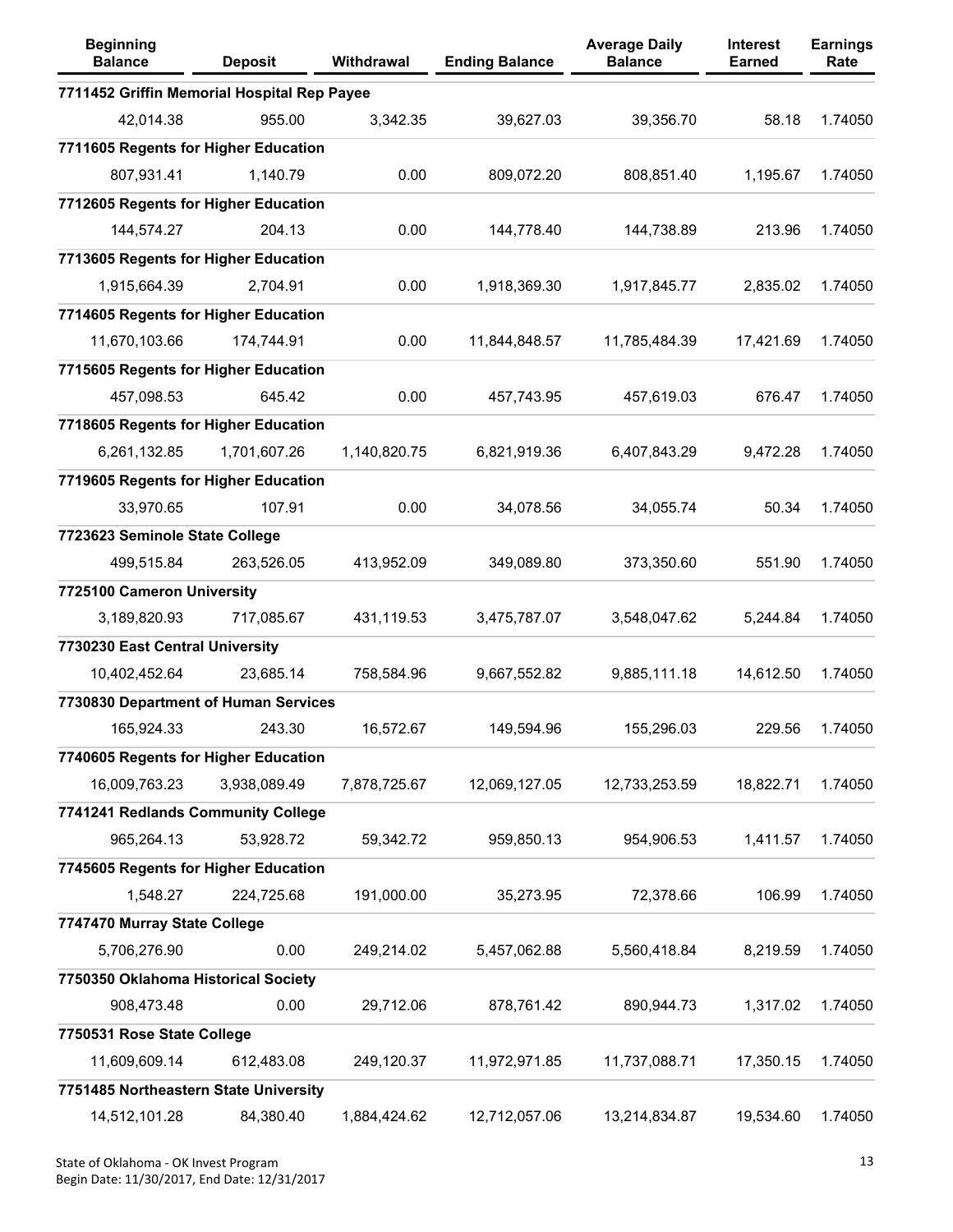| Beginning Balance | Deposit | Withdrawal | Ending Balance | Average Daily Balance | Interest Earned | Earnings Rate |
|---|---|---|---|---|---|---|
| **7711452 Griffin Memorial Hospital Rep Payee** | | | | | | |
| 42,014.38 | 955.00 | 3,342.35 | 39,627.03 | 39,356.70 | 58.18 | 1.74050 |
| **7711605 Regents for Higher Education** | | | | | | |
| 807,931.41 | 1,140.79 | 0.00 | 809,072.20 | 808,851.40 | 1,195.67 | 1.74050 |
| **7712605 Regents for Higher Education** | | | | | | |
| 144,574.27 | 204.13 | 0.00 | 144,778.40 | 144,738.89 | 213.96 | 1.74050 |
| **7713605 Regents for Higher Education** | | | | | | |
| 1,915,664.39 | 2,704.91 | 0.00 | 1,918,369.30 | 1,917,845.77 | 2,835.02 | 1.74050 |
| **7714605 Regents for Higher Education** | | | | | | |
| 11,670,103.66 | 174,744.91 | 0.00 | 11,844,848.57 | 11,785,484.39 | 17,421.69 | 1.74050 |
| **7715605 Regents for Higher Education** | | | | | | |
| 457,098.53 | 645.42 | 0.00 | 457,743.95 | 457,619.03 | 676.47 | 1.74050 |
| **7718605 Regents for Higher Education** | | | | | | |
| 6,261,132.85 | 1,701,607.26 | 1,140,820.75 | 6,821,919.36 | 6,407,843.29 | 9,472.28 | 1.74050 |
| **7719605 Regents for Higher Education** | | | | | | |
| 33,970.65 | 107.91 | 0.00 | 34,078.56 | 34,055.74 | 50.34 | 1.74050 |
| **7723623 Seminole State College** | | | | | | |
| 499,515.84 | 263,526.05 | 413,952.09 | 349,089.80 | 373,350.60 | 551.90 | 1.74050 |
| **7725100 Cameron University** | | | | | | |
| 3,189,820.93 | 717,085.67 | 431,119.53 | 3,475,787.07 | 3,548,047.62 | 5,244.84 | 1.74050 |
| **7730230 East Central University** | | | | | | |
| 10,402,452.64 | 23,685.14 | 758,584.96 | 9,667,552.82 | 9,885,111.18 | 14,612.50 | 1.74050 |
| **7730830 Department of Human Services** | | | | | | |
| 165,924.33 | 243.30 | 16,572.67 | 149,594.96 | 155,296.03 | 229.56 | 1.74050 |
| **7740605 Regents for Higher Education** | | | | | | |
| 16,009,763.23 | 3,938,089.49 | 7,878,725.67 | 12,069,127.05 | 12,733,253.59 | 18,822.71 | 1.74050 |
| **7741241 Redlands Community College** | | | | | | |
| 965,264.13 | 53,928.72 | 59,342.72 | 959,850.13 | 954,906.53 | 1,411.57 | 1.74050 |
| **7745605 Regents for Higher Education** | | | | | | |
| 1,548.27 | 224,725.68 | 191,000.00 | 35,273.95 | 72,378.66 | 106.99 | 1.74050 |
| **7747470 Murray State College** | | | | | | |
| 5,706,276.90 | 0.00 | 249,214.02 | 5,457,062.88 | 5,560,418.84 | 8,219.59 | 1.74050 |
| **7750350 Oklahoma Historical Society** | | | | | | |
| 908,473.48 | 0.00 | 29,712.06 | 878,761.42 | 890,944.73 | 1,317.02 | 1.74050 |
| **7750531 Rose State College** | | | | | | |
| 11,609,609.14 | 612,483.08 | 249,120.37 | 11,972,971.85 | 11,737,088.71 | 17,350.15 | 1.74050 |
| **7751485 Northeastern State University** | | | | | | |
| 14,512,101.28 | 84,380.40 | 1,884,424.62 | 12,712,057.06 | 13,214,834.87 | 19,534.60 | 1.74050 |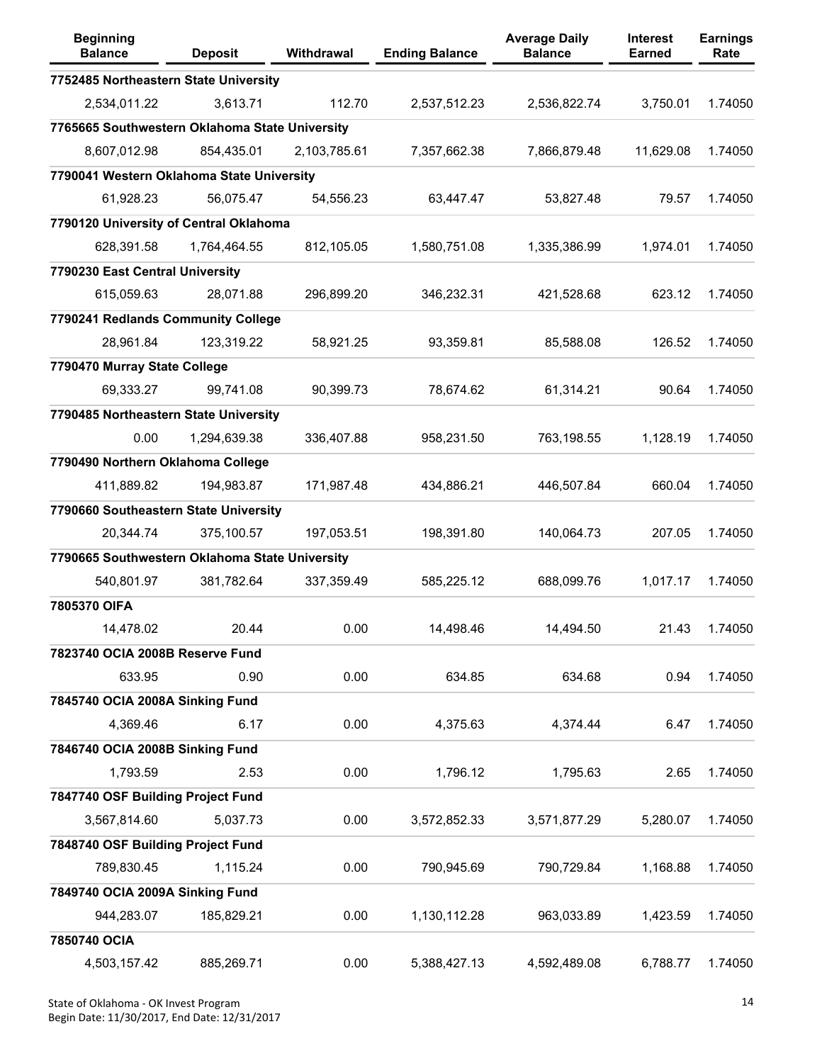| Beginning Balance | Deposit | Withdrawal | Ending Balance | Average Daily Balance | Interest Earned | Earnings Rate |
|---|---|---|---|---|---|---|
| **7752485 Northeastern State University** | | | | | | |
| 2,534,011.22 | 3,613.71 | 112.70 | 2,537,512.23 | 2,536,822.74 | 3,750.01 | 1.74050 |
| **7765665 Southwestern Oklahoma State University** | | | | | | |
| 8,607,012.98 | 854,435.01 | 2,103,785.61 | 7,357,662.38 | 7,866,879.48 | 11,629.08 | 1.74050 |
| **7790041 Western Oklahoma State University** | | | | | | |
| 61,928.23 | 56,075.47 | 54,556.23 | 63,447.47 | 53,827.48 | 79.57 | 1.74050 |
| **7790120 University of Central Oklahoma** | | | | | | |
| 628,391.58 | 1,764,464.55 | 812,105.05 | 1,580,751.08 | 1,335,386.99 | 1,974.01 | 1.74050 |
| **7790230 East Central University** | | | | | | |
| 615,059.63 | 28,071.88 | 296,899.20 | 346,232.31 | 421,528.68 | 623.12 | 1.74050 |
| **7790241 Redlands Community College** | | | | | | |
| 28,961.84 | 123,319.22 | 58,921.25 | 93,359.81 | 85,588.08 | 126.52 | 1.74050 |
| **7790470 Murray State College** | | | | | | |
| 69,333.27 | 99,741.08 | 90,399.73 | 78,674.62 | 61,314.21 | 90.64 | 1.74050 |
| **7790485 Northeastern State University** | | | | | | |
| 0.00 | 1,294,639.38 | 336,407.88 | 958,231.50 | 763,198.55 | 1,128.19 | 1.74050 |
| **7790490 Northern Oklahoma College** | | | | | | |
| 411,889.82 | 194,983.87 | 171,987.48 | 434,886.21 | 446,507.84 | 660.04 | 1.74050 |
| **7790660 Southeastern State University** | | | | | | |
| 20,344.74 | 375,100.57 | 197,053.51 | 198,391.80 | 140,064.73 | 207.05 | 1.74050 |
| **7790665 Southwestern Oklahoma State University** | | | | | | |
| 540,801.97 | 381,782.64 | 337,359.49 | 585,225.12 | 688,099.76 | 1,017.17 | 1.74050 |
| **7805370 OIFA** | | | | | | |
| 14,478.02 | 20.44 | 0.00 | 14,498.46 | 14,494.50 | 21.43 | 1.74050 |
| **7823740 OCIA 2008B Reserve Fund** | | | | | | |
| 633.95 | 0.90 | 0.00 | 634.85 | 634.68 | 0.94 | 1.74050 |
| **7845740 OCIA 2008A Sinking Fund** | | | | | | |
| 4,369.46 | 6.17 | 0.00 | 4,375.63 | 4,374.44 | 6.47 | 1.74050 |
| **7846740 OCIA 2008B Sinking Fund** | | | | | | |
| 1,793.59 | 2.53 | 0.00 | 1,796.12 | 1,795.63 | 2.65 | 1.74050 |
| **7847740 OSF Building Project Fund** | | | | | | |
| 3,567,814.60 | 5,037.73 | 0.00 | 3,572,852.33 | 3,571,877.29 | 5,280.07 | 1.74050 |
| **7848740 OSF Building Project Fund** | | | | | | |
| 789,830.45 | 1,115.24 | 0.00 | 790,945.69 | 790,729.84 | 1,168.88 | 1.74050 |
| **7849740 OCIA 2009A Sinking Fund** | | | | | | |
| 944,283.07 | 185,829.21 | 0.00 | 1,130,112.28 | 963,033.89 | 1,423.59 | 1.74050 |
| **7850740 OCIA** | | | | | | |
| 4,503,157.42 | 885,269.71 | 0.00 | 5,388,427.13 | 4,592,489.08 | 6,788.77 | 1.74050 |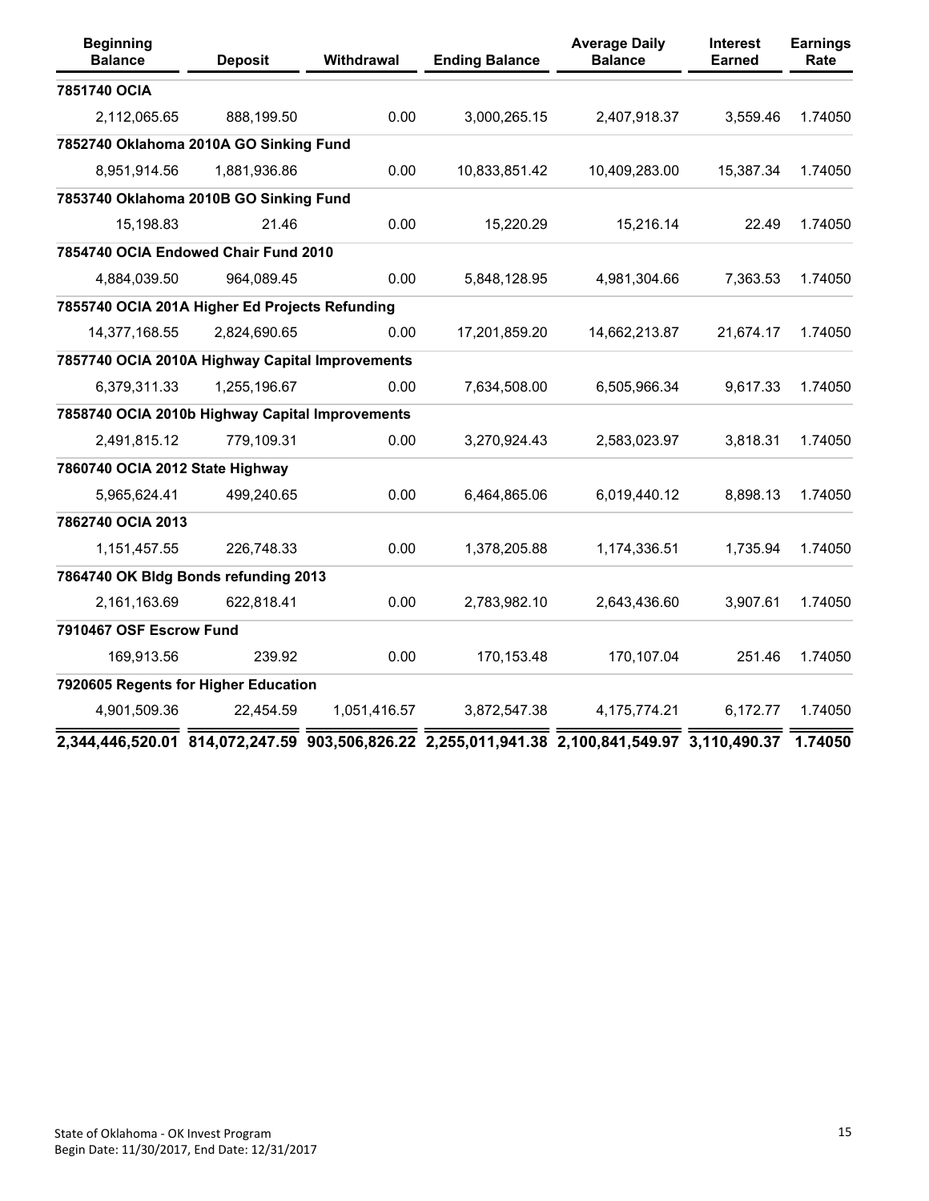| Beginning Balance | Deposit | Withdrawal | Ending Balance | Average Daily Balance | Interest Earned | Earnings Rate |
|---|---|---|---|---|---|---|
| **7851740 OCIA** | | | | | | |
| 2,112,065.65 | 888,199.50 | 0.00 | 3,000,265.15 | 2,407,918.37 | 3,559.46 | 1.74050 |
| **7852740 Oklahoma 2010A GO Sinking Fund** | | | | | | |
| 8,951,914.56 | 1,881,936.86 | 0.00 | 10,833,851.42 | 10,409,283.00 | 15,387.34 | 1.74050 |
| **7853740 Oklahoma 2010B GO Sinking Fund** | | | | | | |
| 15,198.83 | 21.46 | 0.00 | 15,220.29 | 15,216.14 | 22.49 | 1.74050 |
| **7854740 OCIA Endowed Chair Fund 2010** | | | | | | |
| 4,884,039.50 | 964,089.45 | 0.00 | 5,848,128.95 | 4,981,304.66 | 7,363.53 | 1.74050 |
| **7855740 OCIA 201A Higher Ed Projects Refunding** | | | | | | |
| 14,377,168.55 | 2,824,690.65 | 0.00 | 17,201,859.20 | 14,662,213.87 | 21,674.17 | 1.74050 |
| **7857740 OCIA 2010A Highway Capital Improvements** | | | | | | |
| 6,379,311.33 | 1,255,196.67 | 0.00 | 7,634,508.00 | 6,505,966.34 | 9,617.33 | 1.74050 |
| **7858740 OCIA 2010b Highway Capital Improvements** | | | | | | |
| 2,491,815.12 | 779,109.31 | 0.00 | 3,270,924.43 | 2,583,023.97 | 3,818.31 | 1.74050 |
| **7860740 OCIA 2012 State Highway** | | | | | | |
| 5,965,624.41 | 499,240.65 | 0.00 | 6,464,865.06 | 6,019,440.12 | 8,898.13 | 1.74050 |
| **7862740 OCIA 2013** | | | | | | |
| 1,151,457.55 | 226,748.33 | 0.00 | 1,378,205.88 | 1,174,336.51 | 1,735.94 | 1.74050 |
| **7864740 OK Bldg Bonds refunding 2013** | | | | | | |
| 2,161,163.69 | 622,818.41 | 0.00 | 2,783,982.10 | 2,643,436.60 | 3,907.61 | 1.74050 |
| **7910467 OSF Escrow Fund** | | | | | | |
| 169,913.56 | 239.92 | 0.00 | 170,153.48 | 170,107.04 | 251.46 | 1.74050 |
| **7920605 Regents for Higher Education** | | | | | | |
| 4,901,509.36 | 22,454.59 | 1,051,416.57 | 3,872,547.38 | 4,175,774.21 | 6,172.77 | 1.74050 |
| **2,344,446,520.01** | **814,072,247.59** | **903,506,826.22** | **2,255,011,941.38** | **2,100,841,549.97** | **3,110,490.37** | **1.74050** |

State of Oklahoma - OK Invest Program
Begin Date: 11/30/2017, End Date: 12/31/2017